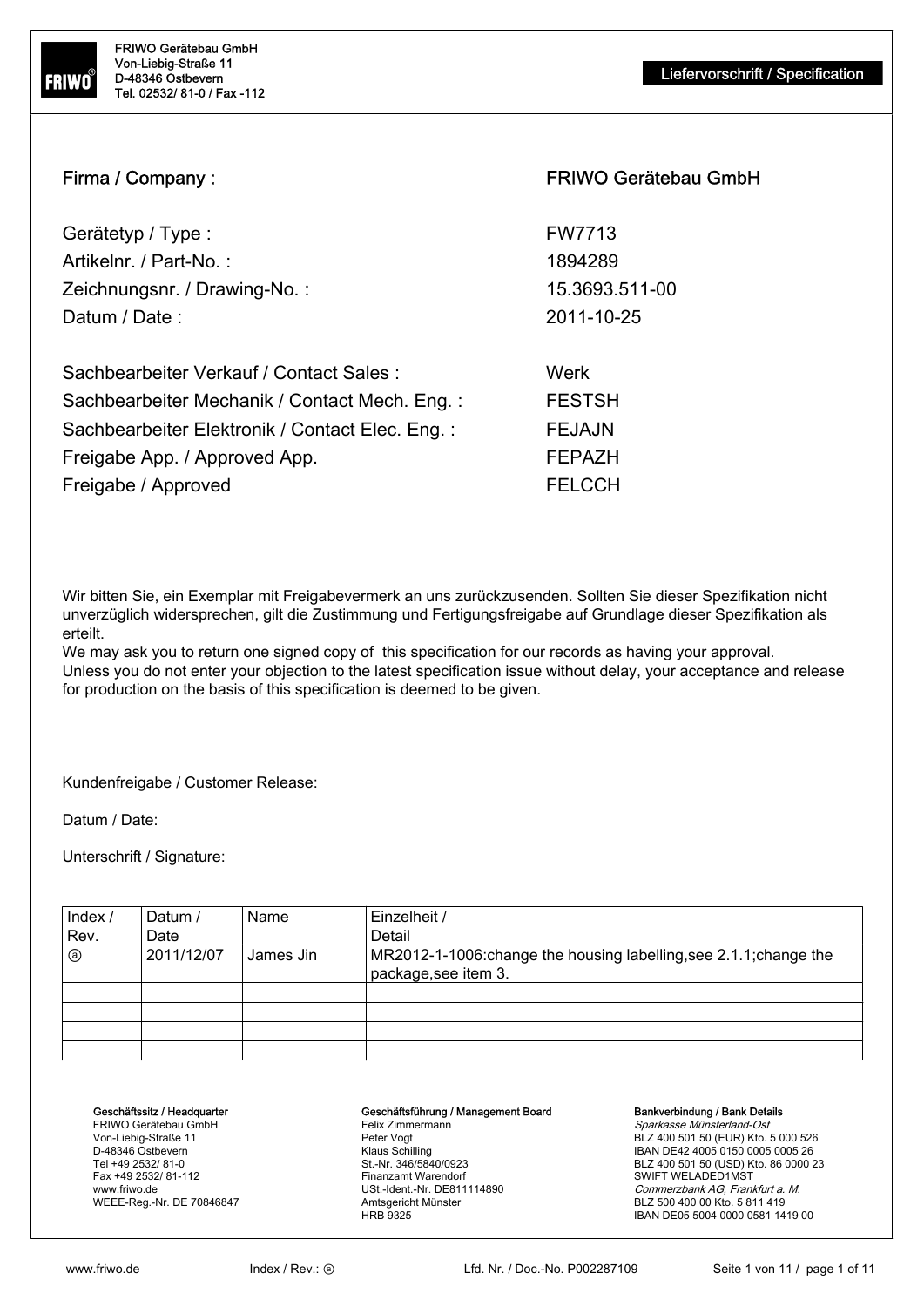FRIWO Gerätebau GmbH
Von-Liebig-Straße 11
D-48346 Ostbevern
Tel. 02532/ 81-0 / Fax -112

**Liefervorschrift / Specification**

| | |
|---|---|
| Firma / Company : | FRIWO Gerätebau GmbH |
| Gerätetyp / Type : | FW7713 |
| Artikelnr. / Part-No. : | 1894289 |
| Zeichnungsnr. / Drawing-No. : | 15.3693.511-00 |
| Datum / Date : | 2011-10-25 |
| Sachbearbeiter Verkauf / Contact Sales : | Werk |
| Sachbearbeiter Mechanik / Contact Mech. Eng. : | FESTSH |
| Sachbearbeiter Elektronik / Contact Elec. Eng. : | FEJAJN |
| Freigabe App. / Approved App. | FEPAZH |
| Freigabe / Approved | FELCCH |

Wir bitten Sie, ein Exemplar mit Freigabevermerk an uns zurückzusenden. Sollten Sie dieser Spezifikation nicht unverzüglich widersprechen, gilt die Zustimmung und Fertigungsfreigabe auf Grundlage dieser Spezifikation als erteilt.
We may ask you to return one signed copy of this specification for our records as having your approval.
Unless you do not enter your objection to the latest specification issue without delay, your acceptance and release for production on the basis of this specification is deemed to be given.

Kundenfreigabe / Customer Release:

Datum / Date:

Unterschrift / Signature:

| Index / Rev. | Datum / Date | Name | Einzelheit / Detail |
|---|---|---|---|
| ⓐ | 2011/12/07 | James Jin | MR2012-1-1006:change the housing labelling,see 2.1.1;change the package,see item 3. |
| | | | |
| | | | |
| | | | |
| | | | |

**Geschäftssitz / Headquarter**
FRIWO Gerätebau GmbH
Von-Liebig-Straße 11
D-48346 Ostbevern
Tel +49 2532/ 81-0
Fax +49 2532/ 81-112
www.friwo.de
WEEE-Reg.-Nr. DE 70846847

**Geschäftsführung / Management Board**
Felix Zimmermann
Peter Vogt
Klaus Schilling
St.-Nr. 346/5840/0923
Finanzamt Warendorf
USt.-Ident.-Nr. DE811114890
Amtsgericht Münster
HRB 9325

**Bankverbindung / Bank Details**
*Sparkasse Münsterland-Ost*
BLZ 400 501 50 (EUR) Kto. 5 000 526
IBAN DE42 4005 0150 0005 0005 26
BLZ 400 501 50 (USD) Kto. 86 0000 23
SWIFT WELADED1MST
*Commerzbank AG, Frankfurt a. M.*
BLZ 500 400 00 Kto. 5 811 419
IBAN DE05 5004 0000 0581 1419 00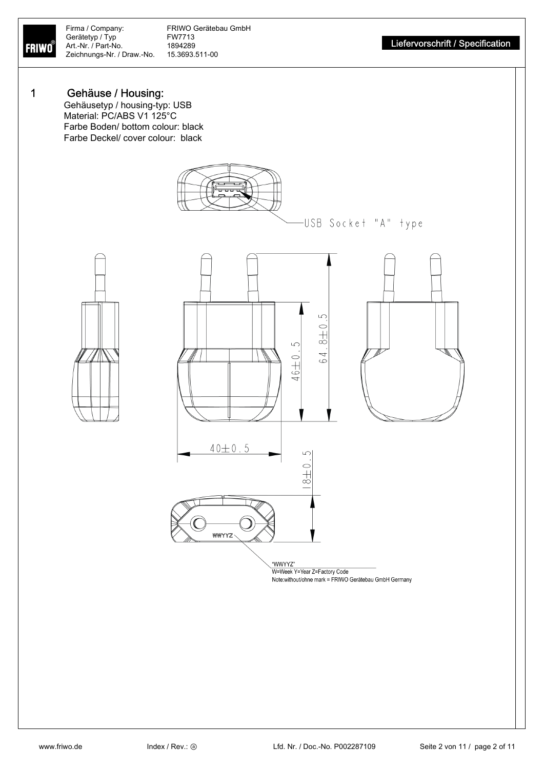| | |
|---|---|
| Firma / Company: | FRIWO Gerätebau GmbH |
| Gerätetyp / Typ | FW7713 |
| Art.-Nr. / Part-No. | 1894289 |
| Zeichnungs-Nr. / Draw.-No. | 15.3693.511-00 |

**Liefervorschrift / Specification**

## 1 Gehäuse / Housing:

Gehäusetyp / housing-typ: USB
Material: PC/ABS V1 125°C
Farbe Boden/ bottom colour: black
Farbe Deckel/ cover colour: black

USB Socket "A" type

64.8±0.5

46±0.5

40±0.5

18±0.5

WWYYZ

"WWYYZ"
W=Week Y=Year Z=Factory Code
Note:without/ohne mark = FRIWO Gerätebau GmbH Germany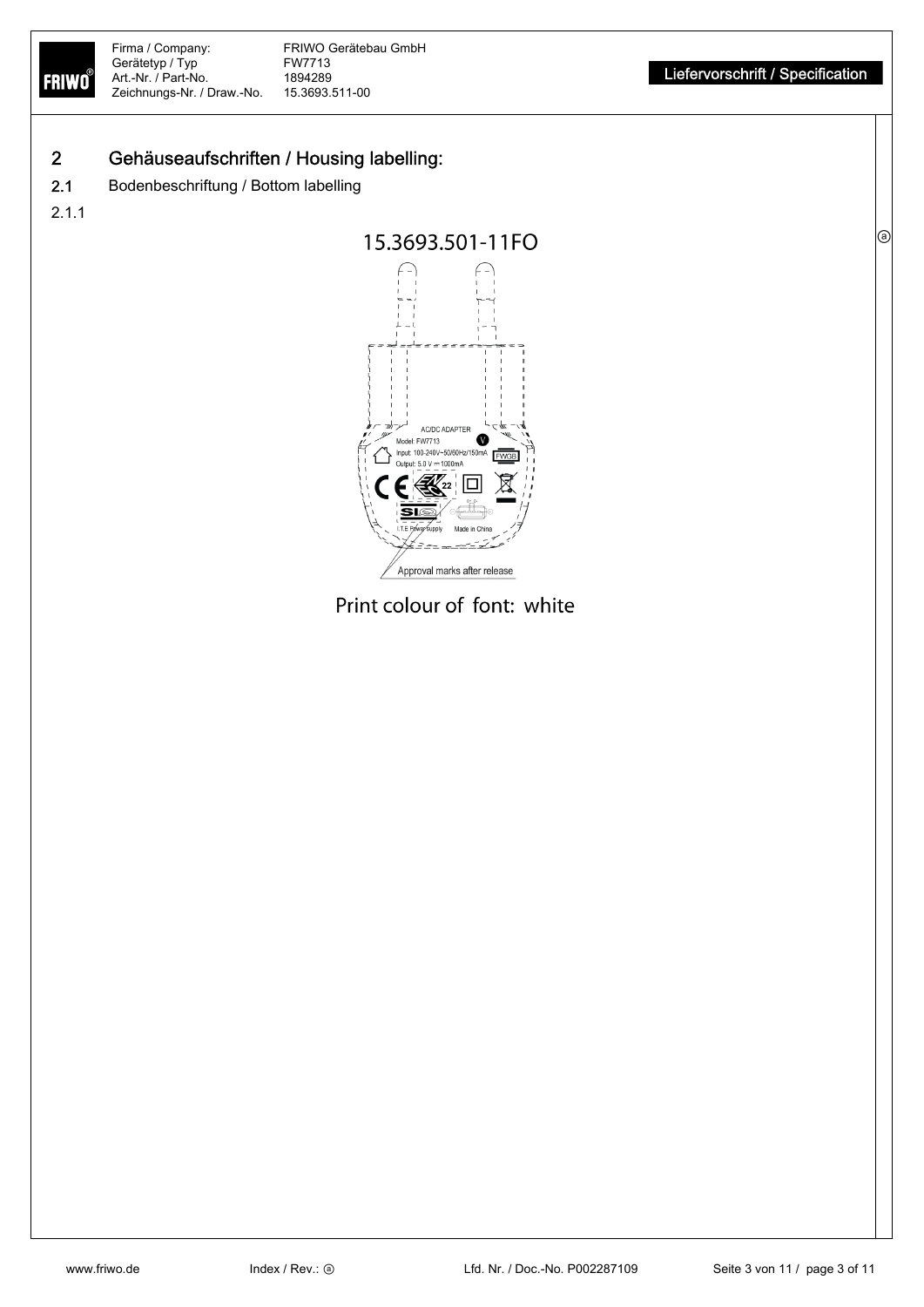## 2 Gehäuseaufschriften / Housing labelling:

### 2.1 Bodenbeschriftung / Bottom labelling

2.1.1

15.3693.501-11FO

AC/DC ADAPTER
Model: FW7713
Input: 100-240V~50/60Hz/150mA
Output: 5.0 V ⎓ 1000mA
FWGB
I.T.E Power supply
Made in China

Approval marks after release

Print colour of font: white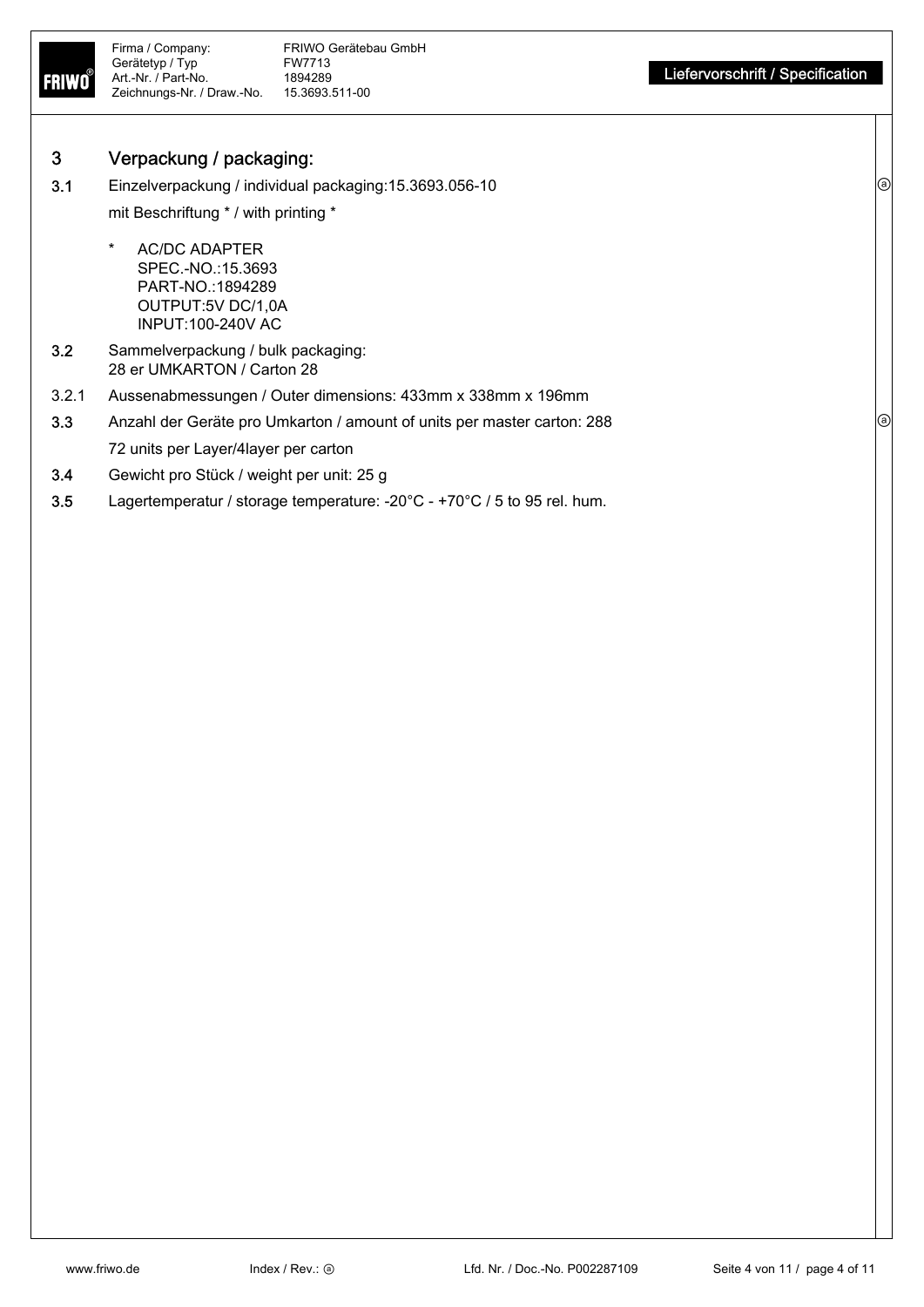## 3 Verpackung / packaging:

**3.1** Einzelverpackung / individual packaging:15.3693.056-10

mit Beschriftung * / with printing *

- \* AC/DC ADAPTER
  SPEC.-NO.:15.3693
  PART-NO.:1894289
  OUTPUT:5V DC/1,0A
  INPUT:100-240V AC

**3.2** Sammelverpackung / bulk packaging:
28 er UMKARTON / Carton 28

3.2.1 Aussenabmessungen / Outer dimensions: 433mm x 338mm x 196mm

**3.3** Anzahl der Geräte pro Umkarton / amount of units per master carton: 288

72 units per Layer/4layer per carton

**3.4** Gewicht pro Stück / weight per unit: 25 g

**3.5** Lagertemperatur / storage temperature: -20°C - +70°C / 5 to 95 rel. hum.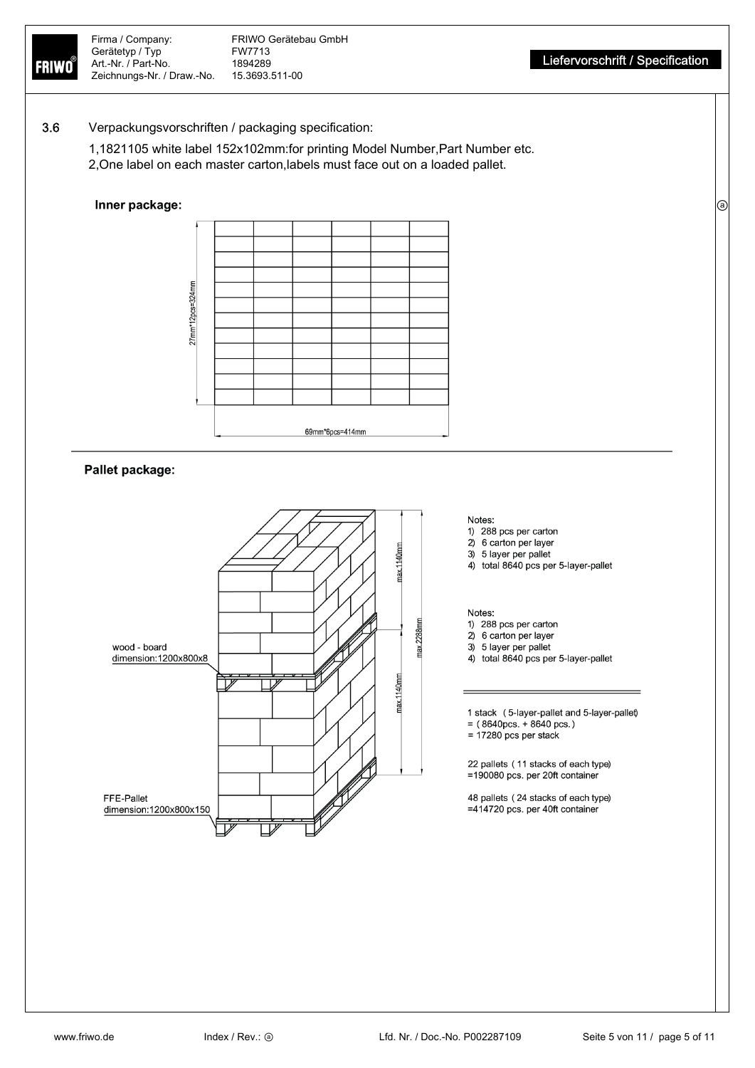**3.6** Verpackungsvorschriften / packaging specification:

1,1821105 white label 152x102mm:for printing Model Number,Part Number etc.
2,One label on each master carton,labels must face out on a loaded pallet.

**Inner package:**

27mm*12pcs=324mm

69mm*6pcs=414mm

**Pallet package:**

wood - board
dimension:1200x800x8

FFE-Pallet
dimension:1200x800x150

max.1140mm

max.1140mm

max.2288mm

Notes:
1) 288 pcs per carton
2) 6 carton per layer
3) 5 layer per pallet
4) total 8640 pcs per 5-layer-pallet

Notes:
1) 288 pcs per carton
2) 6 carton per layer
3) 5 layer per pallet
4) total 8640 pcs per 5-layer-pallet

1 stack (5-layer-pallet and 5-layer-pallet)
= (8640pcs. + 8640 pcs.)
= 17280 pcs per stack

22 pallets (11 stacks of each type)
=190080 pcs. per 20ft container

48 pallets (24 stacks of each type)
=414720 pcs. per 40ft container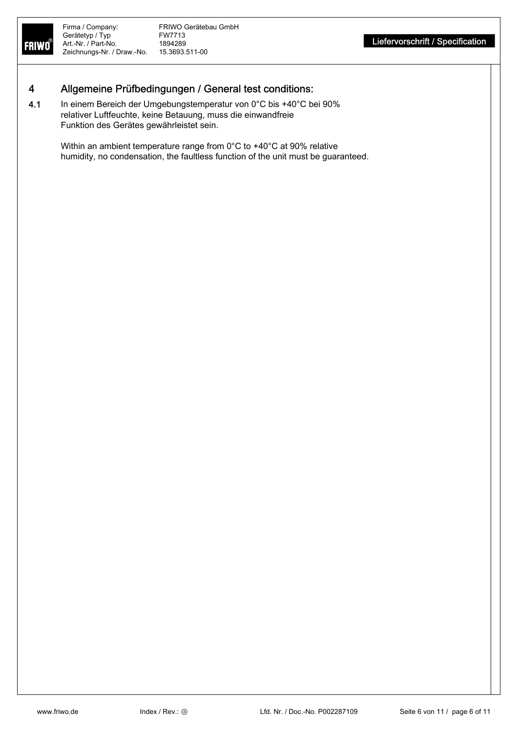## 4 Allgemeine Prüfbedingungen / General test conditions:

4.1 In einem Bereich der Umgebungstemperatur von 0°C bis +40°C bei 90% relativer Luftfeuchte, keine Betauung, muss die einwandfreie Funktion des Gerätes gewährleistet sein.

Within an ambient temperature range from 0°C to +40°C at 90% relative humidity, no condensation, the faultless function of the unit must be guaranteed.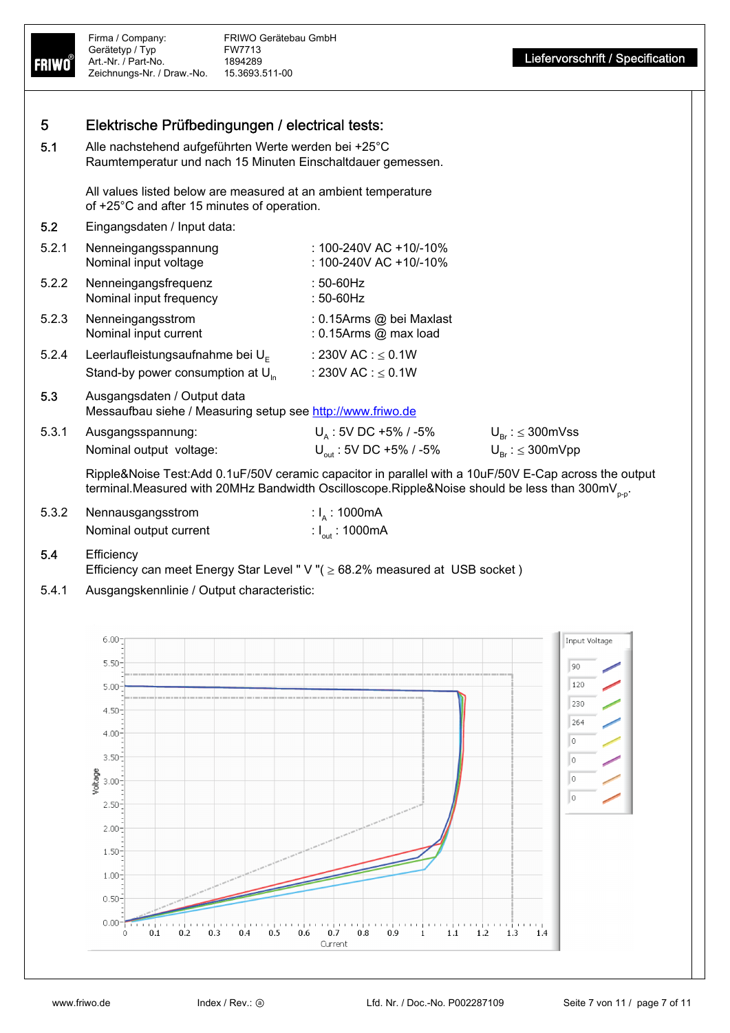## 5 Elektrische Prüfbedingungen / electrical tests:

**5.1** Alle nachstehend aufgeführten Werte werden bei +25°C Raumtemperatur und nach 15 Minuten Einschaltdauer gemessen.

All values listed below are measured at an ambient temperature of +25°C and after 15 minutes of operation.

**5.2** Eingangsdaten / Input data:

**5.2.1** Nenneingangsspannung : 100-240V AC +10/-10%
Nominal input voltage : 100-240V AC +10/-10%

**5.2.2** Nenneingangsfrequenz : 50-60Hz
Nominal input frequency : 50-60Hz

**5.2.3** Nenneingangsstrom : 0.15Arms @ bei Maxlast
Nominal input current : 0.15Arms @ max load

**5.2.4** Leerlaufleistungsaufnahme bei $U_E$ : 230V AC : ≤ 0.1W
Stand-by power consumption at $U_{In}$ : 230V AC : ≤ 0.1W

**5.3** Ausgangsdaten / Output data
Messaufbau siehe / Measuring setup see http://www.friwo.de

**5.3.1** Ausgangsspannung: $U_A$ : 5V DC +5% / -5% $U_{Br}$ : ≤ 300mVss
Nominal output voltage: $U_{out}$ : 5V DC +5% / -5% $U_{Br}$ : ≤ 300mVpp

Ripple&Noise Test:Add 0.1uF/50V ceramic capacitor in parallel with a 10uF/50V E-Cap across the output terminal.Measured with 20MHz Bandwidth Oscilloscope.Ripple&Noise should be less than 300mV$_{p-p}$.

**5.3.2** Nennausgangsstrom : $I_A$ : 1000mA
Nominal output current : $I_{out}$ : 1000mA

**5.4** Efficiency
Efficiency can meet Energy Star Level " V "( ≥ 68.2% measured at USB socket )

**5.4.1** Ausgangskennlinie / Output characteristic: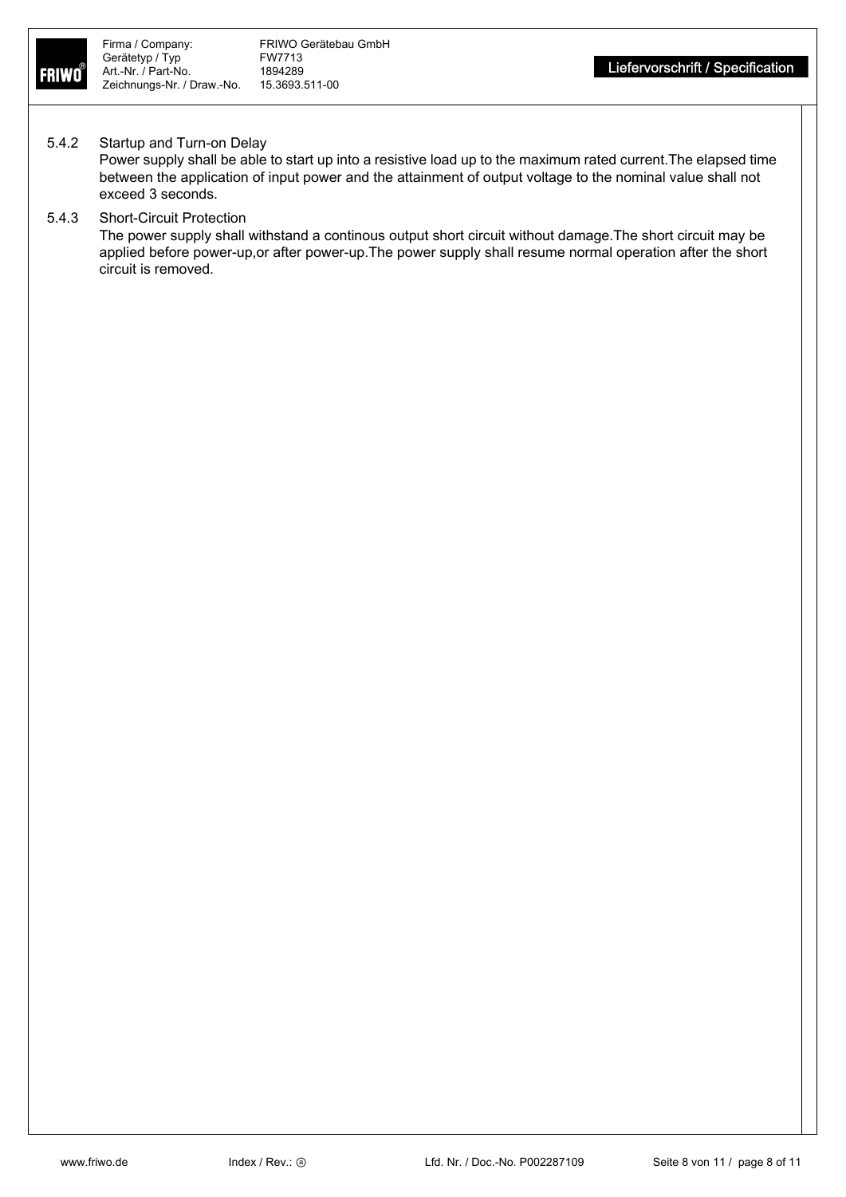### 5.4.2 Startup and Turn-on Delay

Power supply shall be able to start up into a resistive load up to the maximum rated current.The elapsed time between the application of input power and the attainment of output voltage to the nominal value shall not exceed 3 seconds.

### 5.4.3 Short-Circuit Protection

The power supply shall withstand a continous output short circuit without damage.The short circuit may be applied before power-up,or after power-up.The power supply shall resume normal operation after the short circuit is removed.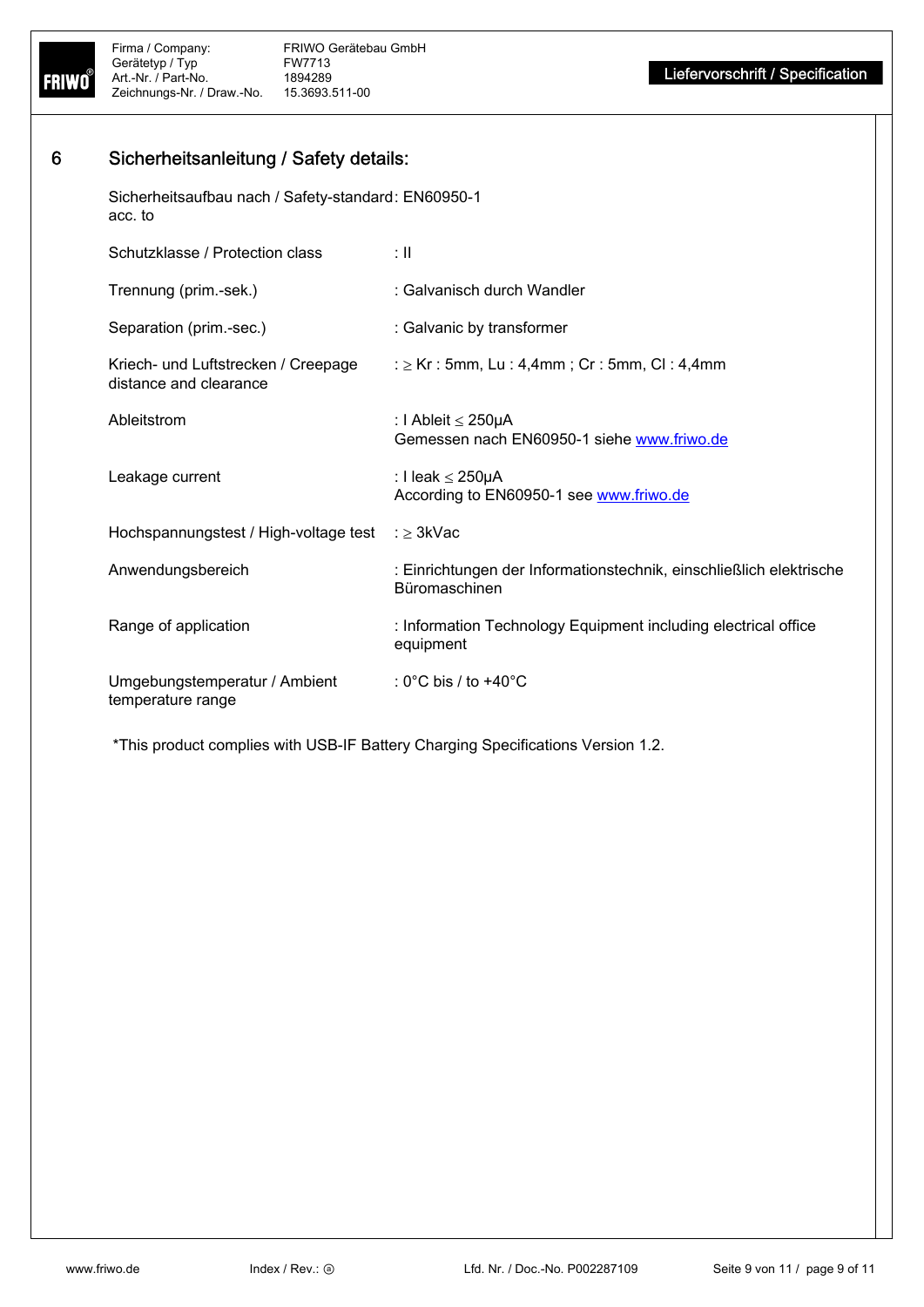## 6 Sicherheitsanleitung / Safety details:

| | |
|---|---|
| Sicherheitsaufbau nach / Safety-standard acc. to | : EN60950-1 |
| Schutzklasse / Protection class | : II |
| Trennung (prim.-sek.) | : Galvanisch durch Wandler |
| Separation (prim.-sec.) | : Galvanic by transformer |
| Kriech- und Luftstrecken / Creepage distance and clearance | : ≥ Kr : 5mm, Lu : 4,4mm ; Cr : 5mm, Cl : 4,4mm |
| Ableitstrom | : I Ableit ≤ 250µA<br>Gemessen nach EN60950-1 siehe www.friwo.de |
| Leakage current | : I leak ≤ 250µA<br>According to EN60950-1 see www.friwo.de |
| Hochspannungstest / High-voltage test | : ≥ 3kVac |
| Anwendungsbereich | : Einrichtungen der Informationstechnik, einschließlich elektrische Büromaschinen |
| Range of application | : Information Technology Equipment including electrical office equipment |
| Umgebungstemperatur / Ambient temperature range | : 0°C bis / to +40°C |

*This product complies with USB-IF Battery Charging Specifications Version 1.2.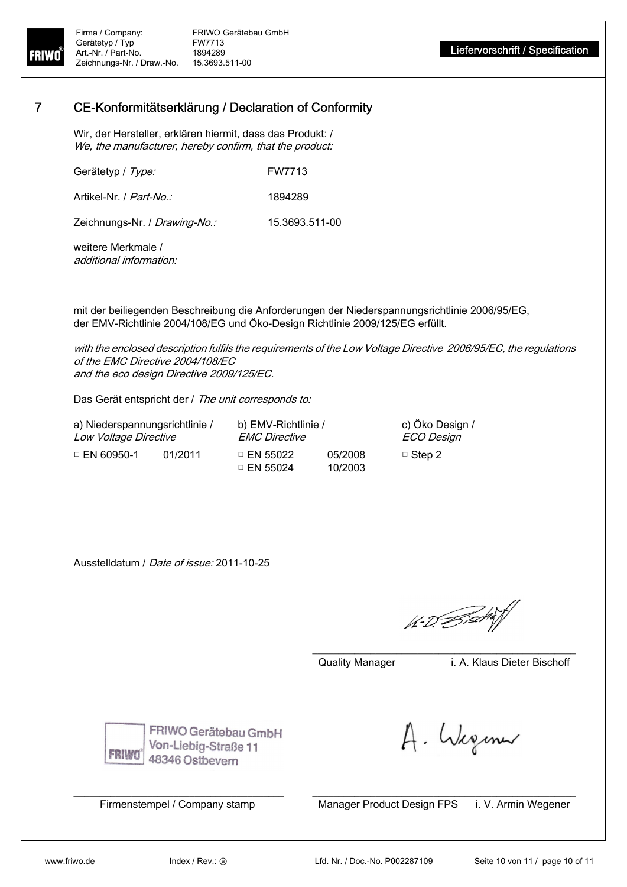## 7 CE-Konformitätserklärung / Declaration of Conformity

Wir, der Hersteller, erklären hiermit, dass das Produkt: /
*We, the manufacturer, hereby confirm, that the product:*

| | |
|---|---|
| Gerätetyp / *Type:* | FW7713 |
| Artikel-Nr. / *Part-No.:* | 1894289 |
| Zeichnungs-Nr. / *Drawing-No.:* | 15.3693.511-00 |
| weitere Merkmale / *additional information:* | |

mit der beiliegenden Beschreibung die Anforderungen der Niederspannungsrichtlinie 2006/95/EG, der EMV-Richtlinie 2004/108/EG und Öko-Design Richtlinie 2009/125/EG erfüllt.

*with the enclosed description fulfils the requirements of the Low Voltage Directive 2006/95/EC, the regulations of the EMC Directive 2004/108/EC and the eco design Directive 2009/125/EC.*

Das Gerät entspricht der / *The unit corresponds to:*

| a) Niederspannungsrichtlinie / *Low Voltage Directive* | | b) EMV-Richtlinie / *EMC Directive* | | c) Öko Design / *ECO Design* |
|---|---|---|---|---|
| □ EN 60950-1 | 01/2011 | □ EN 55022 | 05/2008 | □ Step 2 |
| | | □ EN 55024 | 10/2003 | |

Ausstelldatum / *Date of issue:* 2011-10-25

Quality Manager i. A. Klaus Dieter Bischoff

FRIWO Gerätebau GmbH
Von-Liebig-Straße 11
48346 Ostbevern

Firmenstempel / Company stamp

Manager Product Design FPS i. V. Armin Wegener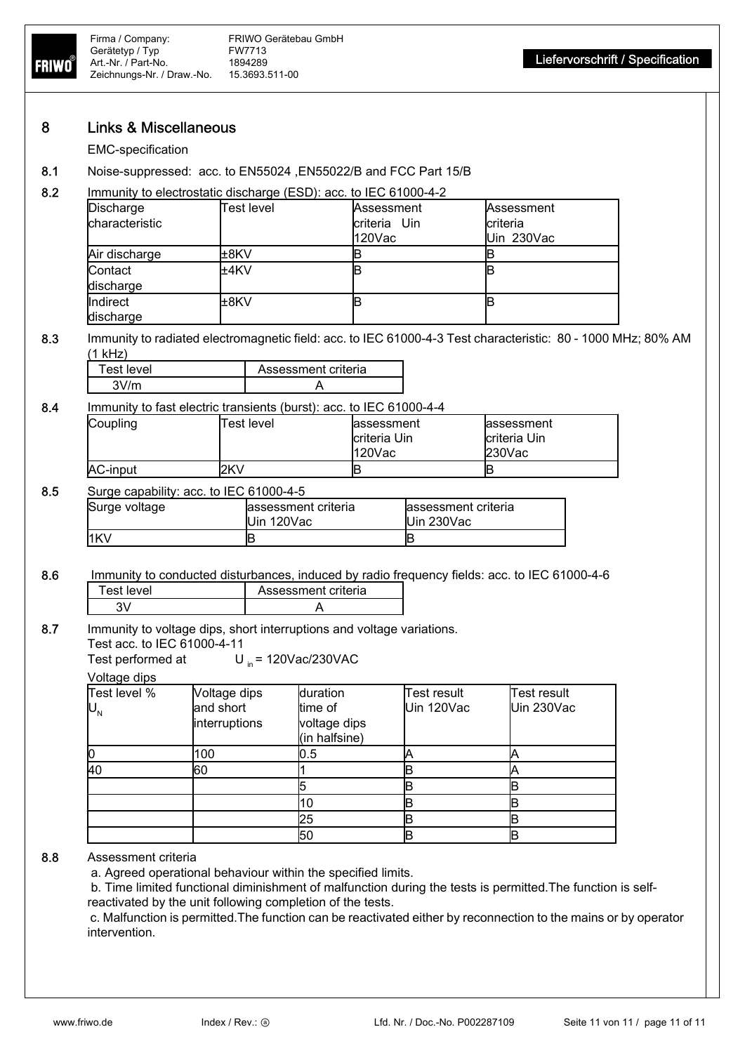# 8 Links & Miscellaneous

EMC-specification

**8.1** Noise-suppressed: acc. to EN55024 ,EN55022/B and FCC Part 15/B

**8.2** Immunity to electrostatic discharge (ESD): acc. to IEC 61000-4-2

| Discharge characteristic | Test level | Assessment criteria Uin 120Vac | Assessment criteria Uin 230Vac |
|---|---|---|---|
| Air discharge | ±8KV | B | B |
| Contact discharge | ±4KV | B | B |
| Indirect discharge | ±8KV | B | B |

**8.3** Immunity to radiated electromagnetic field: acc. to IEC 61000-4-3 Test characteristic: 80 - 1000 MHz; 80% AM (1 kHz)

| Test level | Assessment criteria |
|---|---|
| 3V/m | A |

**8.4** Immunity to fast electric transients (burst): acc. to IEC 61000-4-4

| Coupling | Test level | assessment criteria Uin 120Vac | assessment criteria Uin 230Vac |
|---|---|---|---|
| AC-input | 2KV | B | B |

**8.5** Surge capability: acc. to IEC 61000-4-5

| Surge voltage | assessment criteria Uin 120Vac | assessment criteria Uin 230Vac |
|---|---|---|
| 1KV | B | B |

**8.6** Immunity to conducted disturbances, induced by radio frequency fields: acc. to IEC 61000-4-6

| Test level | Assessment criteria |
|---|---|
| 3V | A |

**8.7** Immunity to voltage dips, short interruptions and voltage variations.
Test acc. to IEC 61000-4-11
Test performed at $U_{in}$ = 120Vac/230VAC

Voltage dips

| Test level % $U_N$ | Voltage dips and short interruptions | duration time of voltage dips (in halfsine) | Test result Uin 120Vac | Test result Uin 230Vac |
|---|---|---|---|---|
| 0 | 100 | 0.5 | A | A |
| 40 | 60 | 1 | B | A |
| | | 5 | B | B |
| | | 10 | B | B |
| | | 25 | B | B |
| | | 50 | B | B |

**8.8** Assessment criteria

a. Agreed operational behaviour within the specified limits.

b. Time limited functional diminishment of malfunction during the tests is permitted.The function is self-reactivated by the unit following completion of the tests.

c. Malfunction is permitted.The function can be reactivated either by reconnection to the mains or by operator intervention.